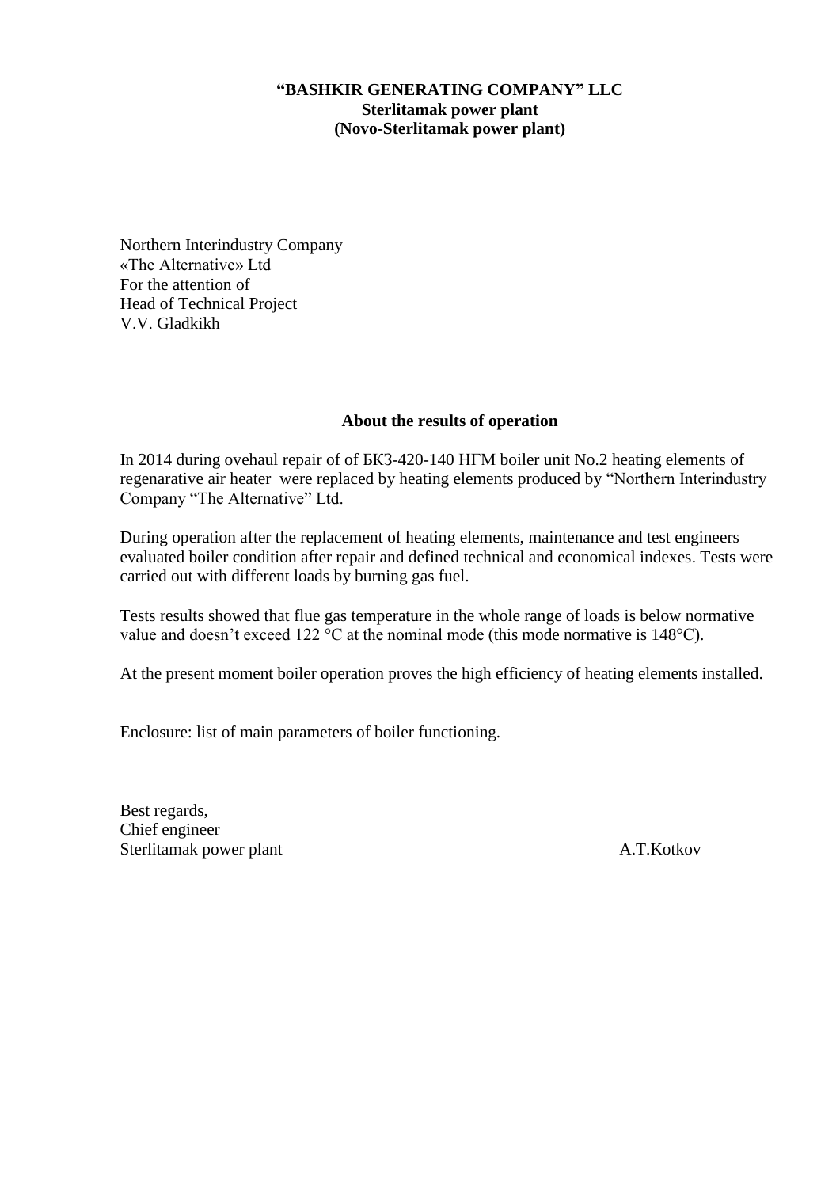**“BASHKIR GENERATING COMPANY” LLC**
**Sterlitamak power plant**
**(Novo-Sterlitamak power plant)**

Northern Interindustry Company
«The Alternative» Ltd
For the attention of
Head of Technical Project
V.V. Gladkikh

**About the results of operation**

In 2014 during ovehaul repair of of БКЗ-420-140 НГМ boiler unit No.2 heating elements of regenarative air heater were replaced by heating elements produced by “Northern Interindustry Company “The Alternative” Ltd.

During operation after the replacement of heating elements, maintenance and test engineers evaluated boiler condition after repair and defined technical and economical indexes. Tests were carried out with different loads by burning gas fuel.

Tests results showed that flue gas temperature in the whole range of loads is below normative value and doesn’t exceed 122 °C at the nominal mode (this mode normative is 148°C).

At the present moment boiler operation proves the high efficiency of heating elements installed.

Enclosure: list of main parameters of boiler functioning.

Best regards,
Chief engineer
Sterlitamak power plant A.T.Kotkov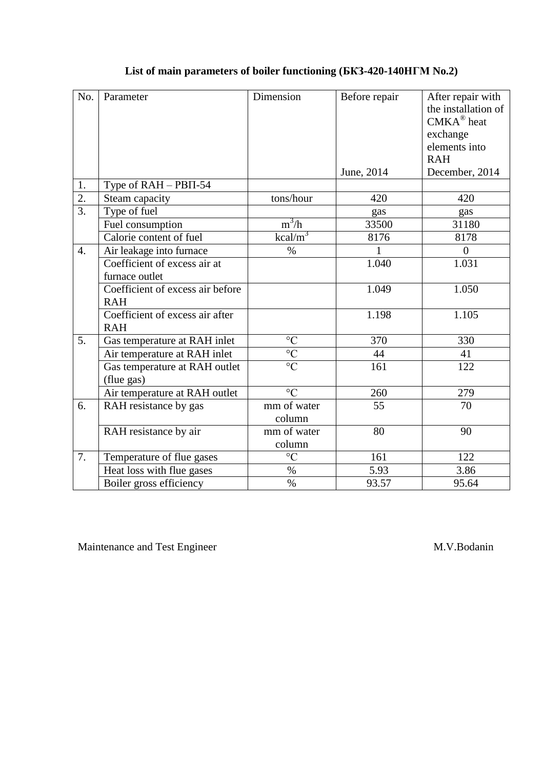**List of main parameters of boiler functioning (БКЗ-420-140НГМ No.2)**

| No. | Parameter | Dimension | Before repair<br>June, 2014 | After repair with the installation of СМКА® heat exchange elements into RAH<br>December, 2014 |
|---|---|---|---|---|
| 1. | Type of RAH – РВП-54 | | | |
| 2. | Steam capacity | tons/hour | 420 | 420 |
| 3. | Type of fuel | | gas | gas |
| | Fuel consumption | $m^3/h$ | 33500 | 31180 |
| | Calorie content of fuel | $kcal/m^3$ | 8176 | 8178 |
| 4. | Air leakage into furnace | % | 1 | 0 |
| | Coefficient of excess air at furnace outlet | | 1.040 | 1.031 |
| | Coefficient of excess air before RAH | | 1.049 | 1.050 |
| | Coefficient of excess air after RAH | | 1.198 | 1.105 |
| 5. | Gas temperature at RAH inlet | °C | 370 | 330 |
| | Air temperature at RAH inlet | °C | 44 | 41 |
| | Gas temperature at RAH outlet (flue gas) | °C | 161 | 122 |
| | Air temperature at RAH outlet | °C | 260 | 279 |
| 6. | RAH resistance by gas | mm of water column | 55 | 70 |
| | RAH resistance by air | mm of water column | 80 | 90 |
| 7. | Temperature of flue gases | °C | 161 | 122 |
| | Heat loss with flue gases | % | 5.93 | 3.86 |
| | Boiler gross efficiency | % | 93.57 | 95.64 |

Maintenance and Test Engineer M.V.Bodanin